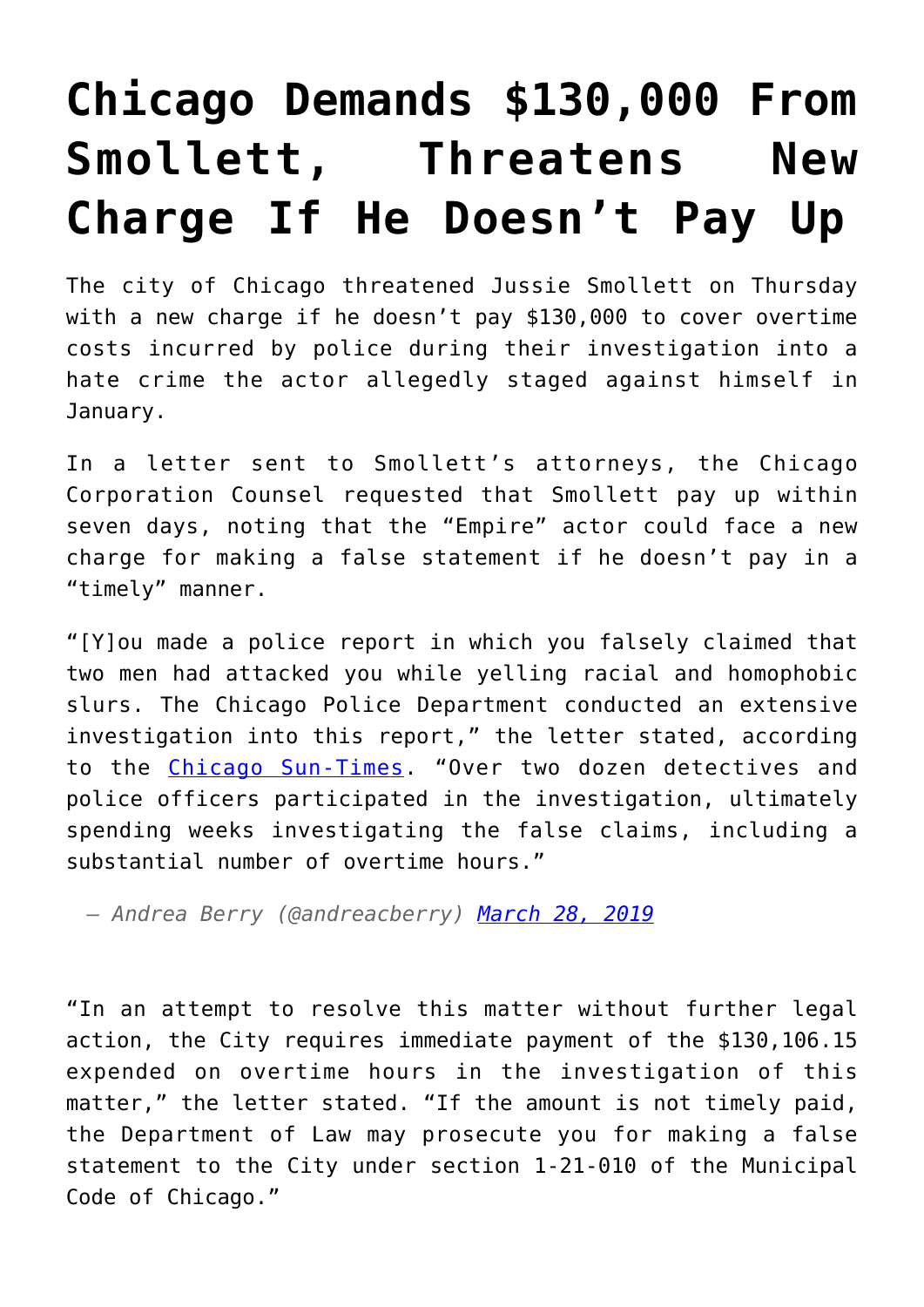# Chicago Demands $130,000 From Smollett, Threatens New Charge If He Doesn't Pay Up

The city of Chicago threatened Jussie Smollett on Thursday with a new charge if he doesn't pay $130,000 to cover overtime costs incurred by police during their investigation into a hate crime the actor allegedly staged against himself in January.

In a letter sent to Smollett's attorneys, the Chicago Corporation Counsel requested that Smollett pay up within seven days, noting that the "Empire" actor could face a new charge for making a false statement if he doesn't pay in a "timely" manner.

"[Y]ou made a police report in which you falsely claimed that two men had attacked you while yelling racial and homophobic slurs. The Chicago Police Department conducted an extensive investigation into this report," the letter stated, according to the [Chicago Sun-Times](). "Over two dozen detectives and police officers participated in the investigation, ultimately spending weeks investigating the false claims, including a substantial number of overtime hours."

— *Andrea Berry (@andreacberry)* [*March 28, 2019*]()

"In an attempt to resolve this matter without further legal action, the City requires immediate payment of the $130,106.15 expended on overtime hours in the investigation of this matter," the letter stated. "If the amount is not timely paid, the Department of Law may prosecute you for making a false statement to the City under section 1-21-010 of the Municipal Code of Chicago."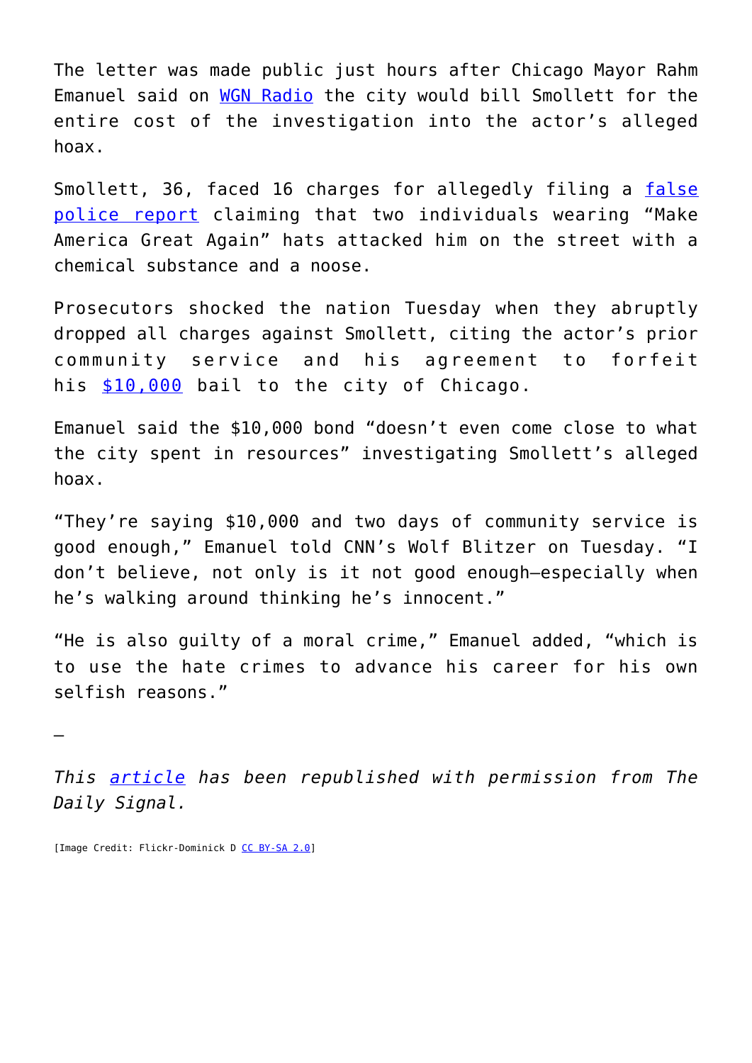The letter was made public just hours after Chicago Mayor Rahm Emanuel said on WGN Radio the city would bill Smollett for the entire cost of the investigation into the actor's alleged hoax.

Smollett, 36, faced 16 charges for allegedly filing a false police report claiming that two individuals wearing "Make America Great Again" hats attacked him on the street with a chemical substance and a noose.

Prosecutors shocked the nation Tuesday when they abruptly dropped all charges against Smollett, citing the actor's prior community service and his agreement to forfeit his $10,000 bail to the city of Chicago.

Emanuel said the $10,000 bond "doesn't even come close to what the city spent in resources" investigating Smollett's alleged hoax.

"They're saying $10,000 and two days of community service is good enough," Emanuel told CNN's Wolf Blitzer on Tuesday. "I don't believe, not only is it not good enough—especially when he's walking around thinking he's innocent."

"He is also guilty of a moral crime," Emanuel added, "which is to use the hate crimes to advance his career for his own selfish reasons."

—

*This article has been republished with permission from The Daily Signal.*

[Image Credit: Flickr-Dominick D CC BY-SA 2.0]